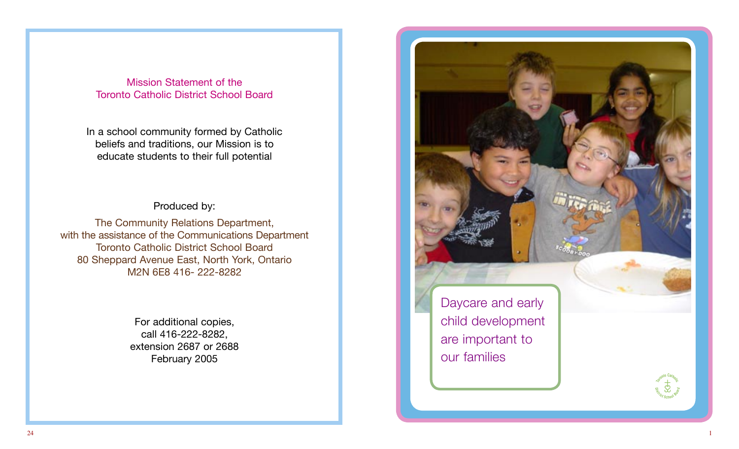## Mission Statement of the Toronto Catholic District School Board

In a school community formed by Catholic beliefs and traditions, our Mission is to educate students to their full potential

Produced by:

The Community Relations Department,
with the assistance of the Communications Department
Toronto Catholic District School Board
80 Sheppard Avenue East, North York, Ontario
M2N 6E8 416- 222-8282

For additional copies,
call 416-222-8282,
extension 2687 or 2688
February 2005

# Daycare and early child development are important to our families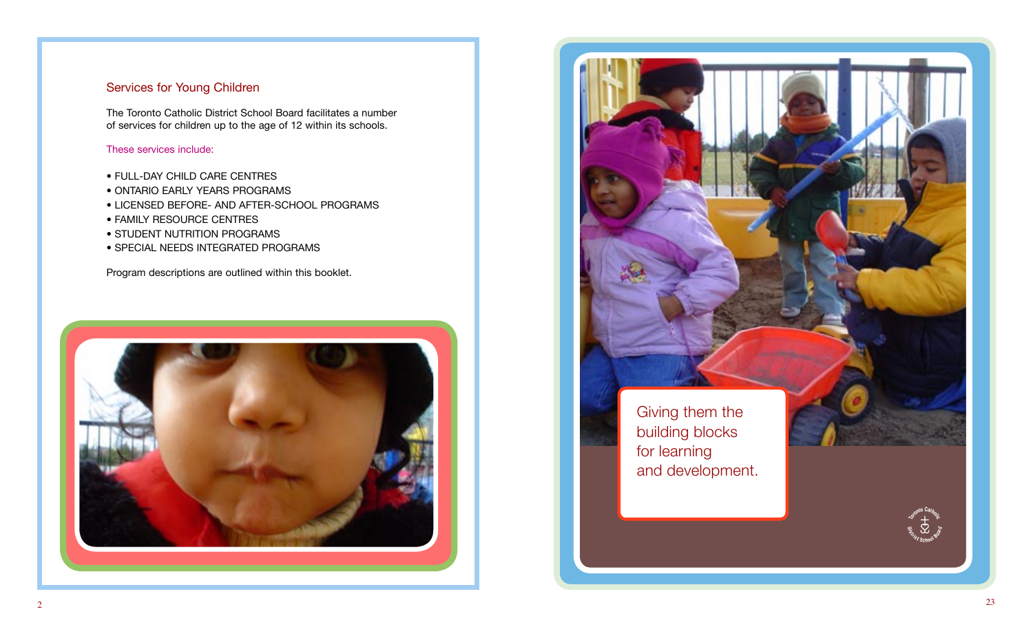## Services for Young Children

The Toronto Catholic District School Board facilitates a number of services for children up to the age of 12 within its schools.

These services include:

- FULL-DAY CHILD CARE CENTRES
- ONTARIO EARLY YEARS PROGRAMS
- LICENSED BEFORE- AND AFTER-SCHOOL PROGRAMS
- FAMILY RESOURCE CENTRES
- STUDENT NUTRITION PROGRAMS
- SPECIAL NEEDS INTEGRATED PROGRAMS

Program descriptions are outlined within this booklet.

Giving them the building blocks for learning and development.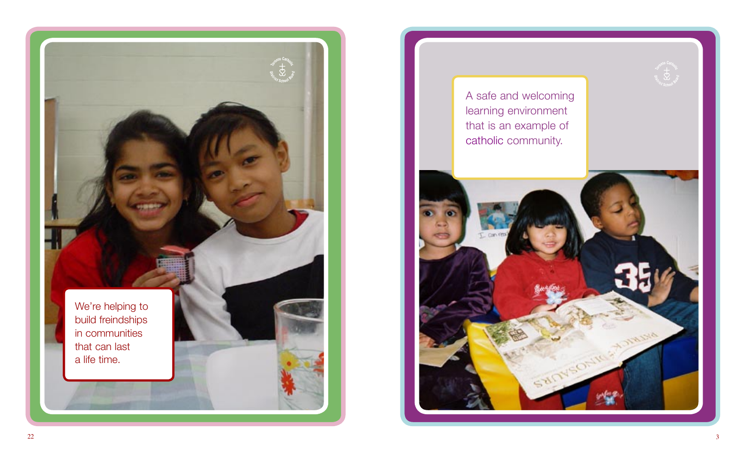We're helping to build freindships in communities that can last a life time.

A safe and welcoming learning environment that is an example of catholic community.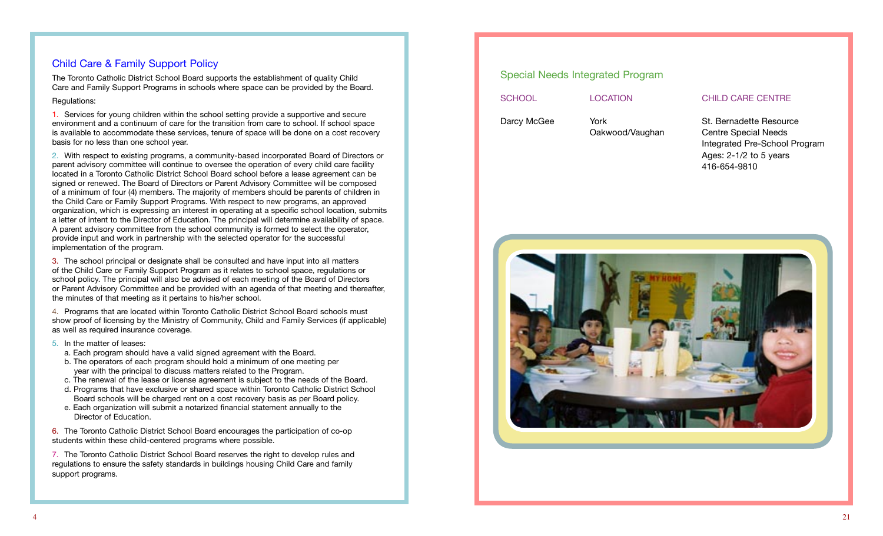## Child Care & Family Support Policy

The Toronto Catholic District School Board supports the establishment of quality Child Care and Family Support Programs in schools where space can be provided by the Board.

Regulations:

1. Services for young children within the school setting provide a supportive and secure environment and a continuum of care for the transition from care to school. If school space is available to accommodate these services, tenure of space will be done on a cost recovery basis for no less than one school year.

2. With respect to existing programs, a community-based incorporated Board of Directors or parent advisory committee will continue to oversee the operation of every child care facility located in a Toronto Catholic District School Board school before a lease agreement can be signed or renewed. The Board of Directors or Parent Advisory Committee will be composed of a minimum of four (4) members. The majority of members should be parents of children in the Child Care or Family Support Programs. With respect to new programs, an approved organization, which is expressing an interest in operating at a specific school location, submits a letter of intent to the Director of Education. The principal will determine availability of space. A parent advisory committee from the school community is formed to select the operator, provide input and work in partnership with the selected operator for the successful implementation of the program.

3. The school principal or designate shall be consulted and have input into all matters of the Child Care or Family Support Program as it relates to school space, regulations or school policy. The principal will also be advised of each meeting of the Board of Directors or Parent Advisory Committee and be provided with an agenda of that meeting and thereafter, the minutes of that meeting as it pertains to his/her school.

4. Programs that are located within Toronto Catholic District School Board schools must show proof of licensing by the Ministry of Community, Child and Family Services (if applicable) as well as required insurance coverage.

5. In the matter of leases:
   a. Each program should have a valid signed agreement with the Board.
   b. The operators of each program should hold a minimum of one meeting per year with the principal to discuss matters related to the Program.
   c. The renewal of the lease or license agreement is subject to the needs of the Board.
   d. Programs that have exclusive or shared space within Toronto Catholic District School Board schools will be charged rent on a cost recovery basis as per Board policy.
   e. Each organization will submit a notarized financial statement annually to the Director of Education.

6. The Toronto Catholic District School Board encourages the participation of co-op students within these child-centered programs where possible.

7. The Toronto Catholic District School Board reserves the right to develop rules and regulations to ensure the safety standards in buildings housing Child Care and family support programs.

## Special Needs Integrated Program

| SCHOOL | LOCATION | CHILD CARE CENTRE |
|---|---|---|
| Darcy McGee | York Oakwood/Vaughan | St. Bernadette Resource Centre Special Needs Integrated Pre-School Program<br>Ages: 2-1/2 to 5 years<br>416-654-9810 |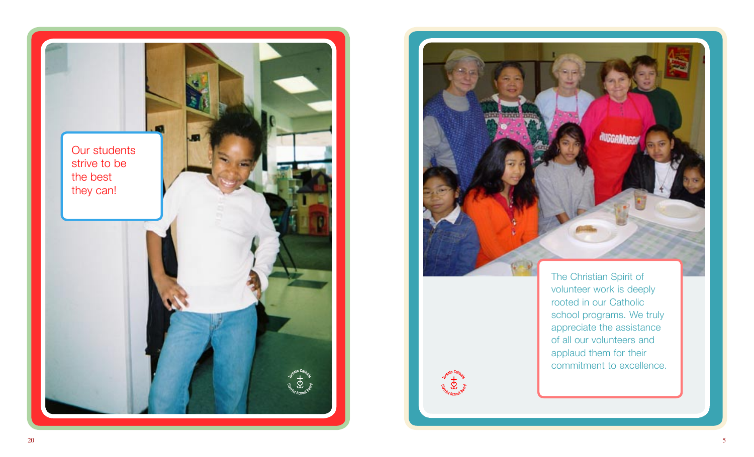Our students strive to be the best they can!

The Christian Spirit of volunteer work is deeply rooted in our Catholic school programs. We truly appreciate the assistance of all our volunteers and applaud them for their commitment to excellence.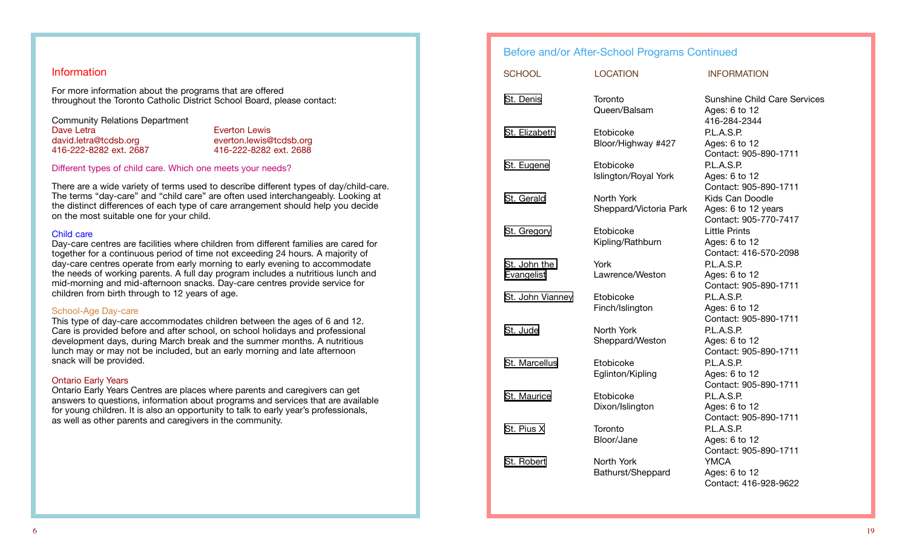## Information

For more information about the programs that are offered throughout the Toronto Catholic District School Board, please contact:

Community Relations Department

Dave Letra
david.letra@tcdsb.org
416-222-8282 ext. 2687

Everton Lewis
everton.lewis@tcdsb.org
416-222-8282 ext. 2688

### Different types of child care. Which one meets your needs?

There are a wide variety of terms used to describe different types of day/child-care. The terms “day-care” and “child care” are often used interchangeably. Looking at the distinct differences of each type of care arrangement should help you decide on the most suitable one for your child.

#### Child care

Day-care centres are facilities where children from different families are cared for together for a continuous period of time not exceeding 24 hours. A majority of day-care centres operate from early morning to early evening to accommodate the needs of working parents. A full day program includes a nutritious lunch and mid-morning and mid-afternoon snacks. Day-care centres provide service for children from birth through to 12 years of age.

#### School-Age Day-care

This type of day-care accommodates children between the ages of 6 and 12. Care is provided before and after school, on school holidays and professional development days, during March break and the summer months. A nutritious lunch may or may not be included, but an early morning and late afternoon snack will be provided.

#### Ontario Early Years

Ontario Early Years Centres are places where parents and caregivers can get answers to questions, information about programs and services that are available for young children. It is also an opportunity to talk to early year’s professionals, as well as other parents and caregivers in the community.

## Before and/or After-School Programs Continued

| SCHOOL | LOCATION | INFORMATION |
|---|---|---|
| St. Denis | Toronto<br>Queen/Balsam | Sunshine Child Care Services<br>Ages: 6 to 12<br>416-284-2344 |
| St. Elizabeth | Etobicoke<br>Bloor/Highway #427 | P.L.A.S.P.<br>Ages: 6 to 12<br>Contact: 905-890-1711 |
| St. Eugene | Etobicoke<br>Islington/Royal York | P.L.A.S.P.<br>Ages: 6 to 12<br>Contact: 905-890-1711 |
| St. Gerald | North York<br>Sheppard/Victoria Park | Kids Can Doodle<br>Ages: 6 to 12 years<br>Contact: 905-770-7417 |
| St. Gregory | Etobicoke<br>Kipling/Rathburn | Little Prints<br>Ages: 6 to 12<br>Contact: 416-570-2098 |
| St. John the Evangelist | York<br>Lawrence/Weston | P.L.A.S.P.<br>Ages: 6 to 12<br>Contact: 905-890-1711 |
| St. John Vianney | Etobicoke<br>Finch/Islington | P.L.A.S.P.<br>Ages: 6 to 12<br>Contact: 905-890-1711 |
| St. Jude | North York<br>Sheppard/Weston | P.L.A.S.P.<br>Ages: 6 to 12<br>Contact: 905-890-1711 |
| St. Marcellus | Etobicoke<br>Eglinton/Kipling | P.L.A.S.P.<br>Ages: 6 to 12<br>Contact: 905-890-1711 |
| St. Maurice | Etobicoke<br>Dixon/Islington | P.L.A.S.P.<br>Ages: 6 to 12<br>Contact: 905-890-1711 |
| St. Pius X | Toronto<br>Bloor/Jane | P.L.A.S.P.<br>Ages: 6 to 12<br>Contact: 905-890-1711 |
| St. Robert | North York<br>Bathurst/Sheppard | YMCA<br>Ages: 6 to 12<br>Contact: 416-928-9622 |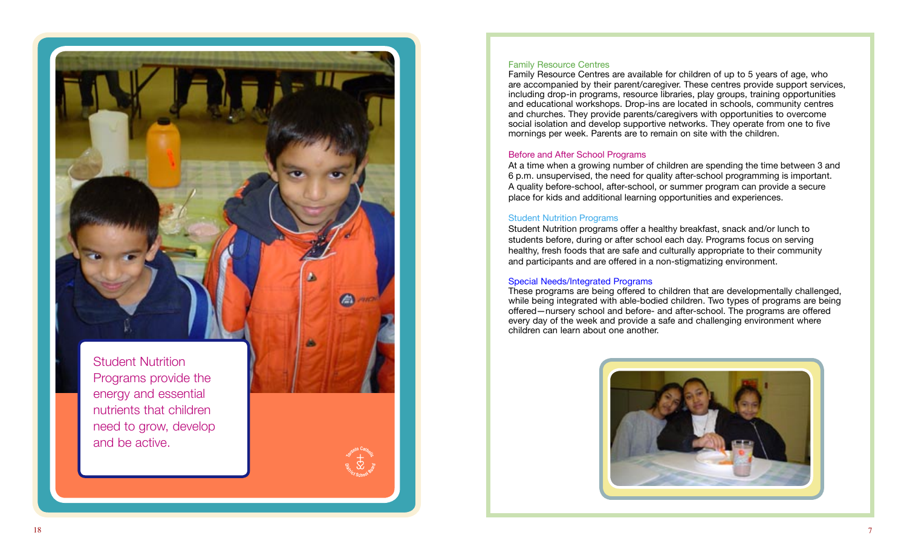Student Nutrition Programs provide the energy and essential nutrients that children need to grow, develop and be active.

## Family Resource Centres

Family Resource Centres are available for children of up to 5 years of age, who are accompanied by their parent/caregiver. These centres provide support services, including drop-in programs, resource libraries, play groups, training opportunities and educational workshops. Drop-ins are located in schools, community centres and churches. They provide parents/caregivers with opportunities to overcome social isolation and develop supportive networks. They operate from one to five mornings per week. Parents are to remain on site with the children.

## Before and After School Programs

At a time when a growing number of children are spending the time between 3 and 6 p.m. unsupervised, the need for quality after-school programming is important. A quality before-school, after-school, or summer program can provide a secure place for kids and additional learning opportunities and experiences.

## Student Nutrition Programs

Student Nutrition programs offer a healthy breakfast, snack and/or lunch to students before, during or after school each day. Programs focus on serving healthy, fresh foods that are safe and culturally appropriate to their community and participants and are offered in a non-stigmatizing environment.

## Special Needs/Integrated Programs

These programs are being offered to children that are developmentally challenged, while being integrated with able-bodied children. Two types of programs are being offered—nursery school and before- and after-school. The programs are offered every day of the week and provide a safe and challenging environment where children can learn about one another.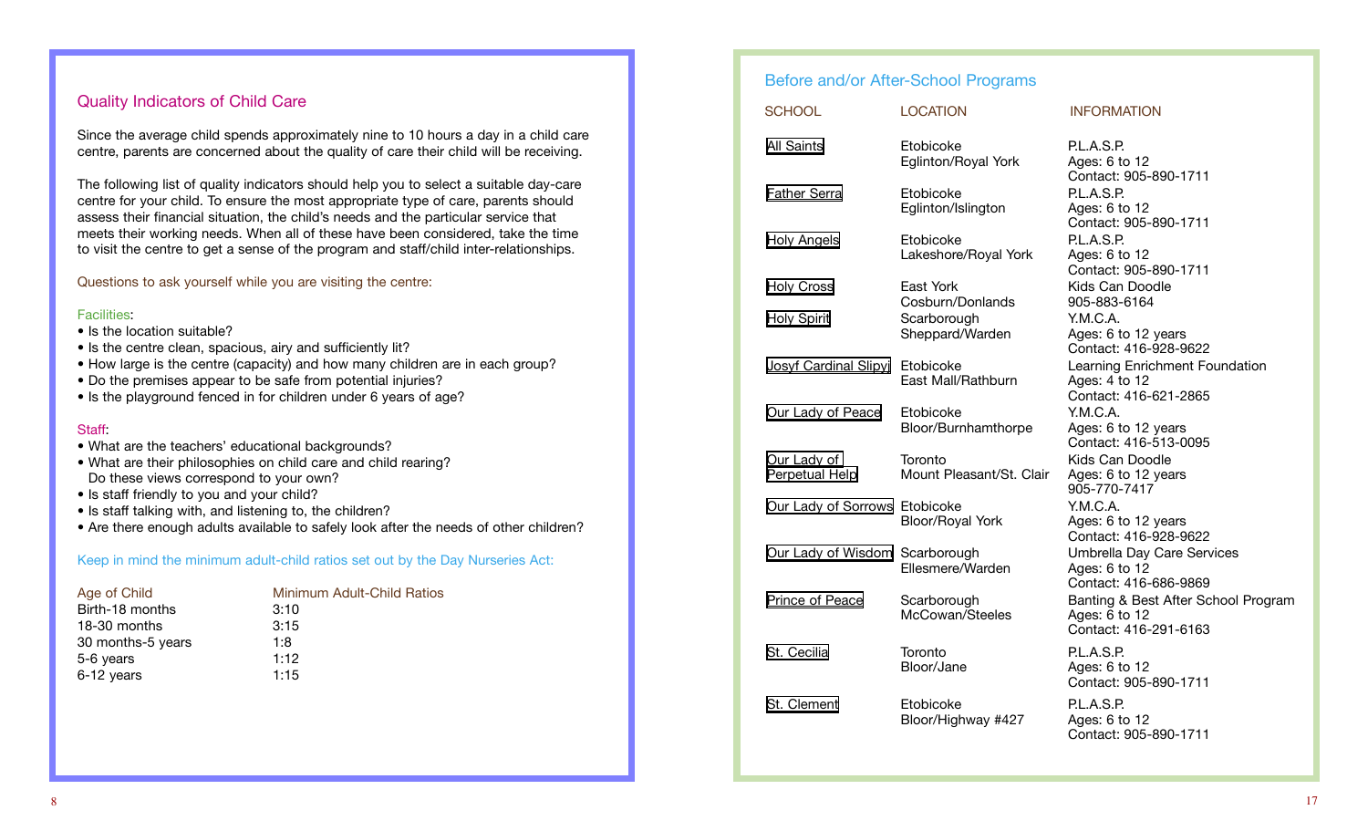## Quality Indicators of Child Care

Since the average child spends approximately nine to 10 hours a day in a child care centre, parents are concerned about the quality of care their child will be receiving.

The following list of quality indicators should help you to select a suitable day-care centre for your child. To ensure the most appropriate type of care, parents should assess their financial situation, the child's needs and the particular service that meets their working needs. When all of these have been considered, take the time to visit the centre to get a sense of the program and staff/child inter-relationships.

Questions to ask yourself while you are visiting the centre:

Facilities:

- Is the location suitable?
- Is the centre clean, spacious, airy and sufficiently lit?
- How large is the centre (capacity) and how many children are in each group?
- Do the premises appear to be safe from potential injuries?
- Is the playground fenced in for children under 6 years of age?

Staff:

- What are the teachers' educational backgrounds?
- What are their philosophies on child care and child rearing? Do these views correspond to your own?
- Is staff friendly to you and your child?
- Is staff talking with, and listening to, the children?
- Are there enough adults available to safely look after the needs of other children?

Keep in mind the minimum adult-child ratios set out by the Day Nurseries Act:

| Age of Child | Minimum Adult-Child Ratios |
|---|---|
| Birth-18 months | 3:10 |
| 18-30 months | 3:15 |
| 30 months-5 years | 1:8 |
| 5-6 years | 1:12 |
| 6-12 years | 1:15 |

## Before and/or After-School Programs

| SCHOOL | LOCATION | INFORMATION |
|---|---|---|
| All Saints | Etobicoke<br>Eglinton/Royal York | P.L.A.S.P.<br>Ages: 6 to 12<br>Contact: 905-890-1711 |
| Father Serra | Etobicoke<br>Eglinton/Islington | P.L.A.S.P.<br>Ages: 6 to 12<br>Contact: 905-890-1711 |
| Holy Angels | Etobicoke<br>Lakeshore/Royal York | P.L.A.S.P.<br>Ages: 6 to 12<br>Contact: 905-890-1711 |
| Holy Cross | East York<br>Cosburn/Donlands | Kids Can Doodle<br>905-883-6164 |
| Holy Spirit | Scarborough<br>Sheppard/Warden | Y.M.C.A.<br>Ages: 6 to 12 years<br>Contact: 416-928-9622 |
| Josyf Cardinal Slipyj | Etobicoke<br>East Mall/Rathburn | Learning Enrichment Foundation<br>Ages: 4 to 12<br>Contact: 416-621-2865 |
| Our Lady of Peace | Etobicoke<br>Bloor/Burnhamthorpe | Y.M.C.A.<br>Ages: 6 to 12 years<br>Contact: 416-513-0095 |
| Our Lady of Perpetual Help | Toronto<br>Mount Pleasant/St. Clair | Kids Can Doodle<br>Ages: 6 to 12 years<br>905-770-7417 |
| Our Lady of Sorrows | Etobicoke<br>Bloor/Royal York | Y.M.C.A.<br>Ages: 6 to 12 years<br>Contact: 416-928-9622 |
| Our Lady of Wisdom | Scarborough<br>Ellesmere/Warden | Umbrella Day Care Services<br>Ages: 6 to 12<br>Contact: 416-686-9869 |
| Prince of Peace | Scarborough<br>McCowan/Steeles | Banting & Best After School Program<br>Ages: 6 to 12<br>Contact: 416-291-6163 |
| St. Cecilia | Toronto<br>Bloor/Jane | P.L.A.S.P.<br>Ages: 6 to 12<br>Contact: 905-890-1711 |
| St. Clement | Etobicoke<br>Bloor/Highway #427 | P.L.A.S.P.<br>Ages: 6 to 12<br>Contact: 905-890-1711 |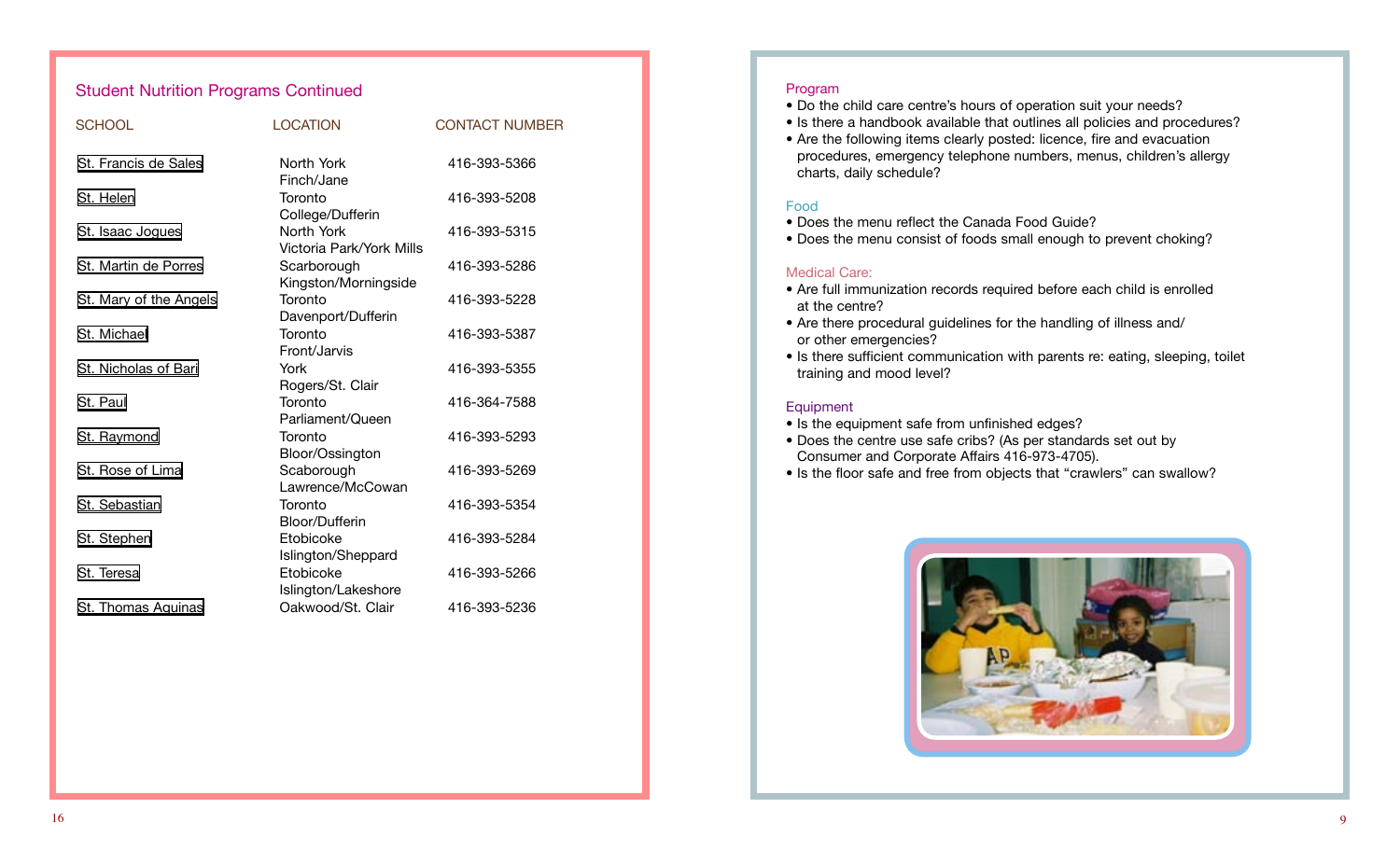## Student Nutrition Programs Continued

| SCHOOL | LOCATION | CONTACT NUMBER |
|---|---|---|
| St. Francis de Sales | North York Finch/Jane | 416-393-5366 |
| St. Helen | Toronto College/Dufferin | 416-393-5208 |
| St. Isaac Jogues | North York Victoria Park/York Mills | 416-393-5315 |
| St. Martin de Porres | Scarborough Kingston/Morningside | 416-393-5286 |
| St. Mary of the Angels | Toronto Davenport/Dufferin | 416-393-5228 |
| St. Michael | Toronto Front/Jarvis | 416-393-5387 |
| St. Nicholas of Bari | York Rogers/St. Clair | 416-393-5355 |
| St. Paul | Toronto Parliament/Queen | 416-364-7588 |
| St. Raymond | Toronto Bloor/Ossington | 416-393-5293 |
| St. Rose of Lima | Scaborough Lawrence/McCowan | 416-393-5269 |
| St. Sebastian | Toronto Bloor/Dufferin | 416-393-5354 |
| St. Stephen | Etobicoke Islington/Sheppard | 416-393-5284 |
| St. Teresa | Etobicoke Islington/Lakeshore | 416-393-5266 |
| St. Thomas Aquinas | Oakwood/St. Clair | 416-393-5236 |

### Program

- Do the child care centre's hours of operation suit your needs?
- Is there a handbook available that outlines all policies and procedures?
- Are the following items clearly posted: licence, fire and evacuation procedures, emergency telephone numbers, menus, children's allergy charts, daily schedule?

### Food

- Does the menu reflect the Canada Food Guide?
- Does the menu consist of foods small enough to prevent choking?

### Medical Care:

- Are full immunization records required before each child is enrolled at the centre?
- Are there procedural guidelines for the handling of illness and/ or other emergencies?
- Is there sufficient communication with parents re: eating, sleeping, toilet training and mood level?

### Equipment

- Is the equipment safe from unfinished edges?
- Does the centre use safe cribs? (As per standards set out by Consumer and Corporate Affairs 416-973-4705).
- Is the floor safe and free from objects that "crawlers" can swallow?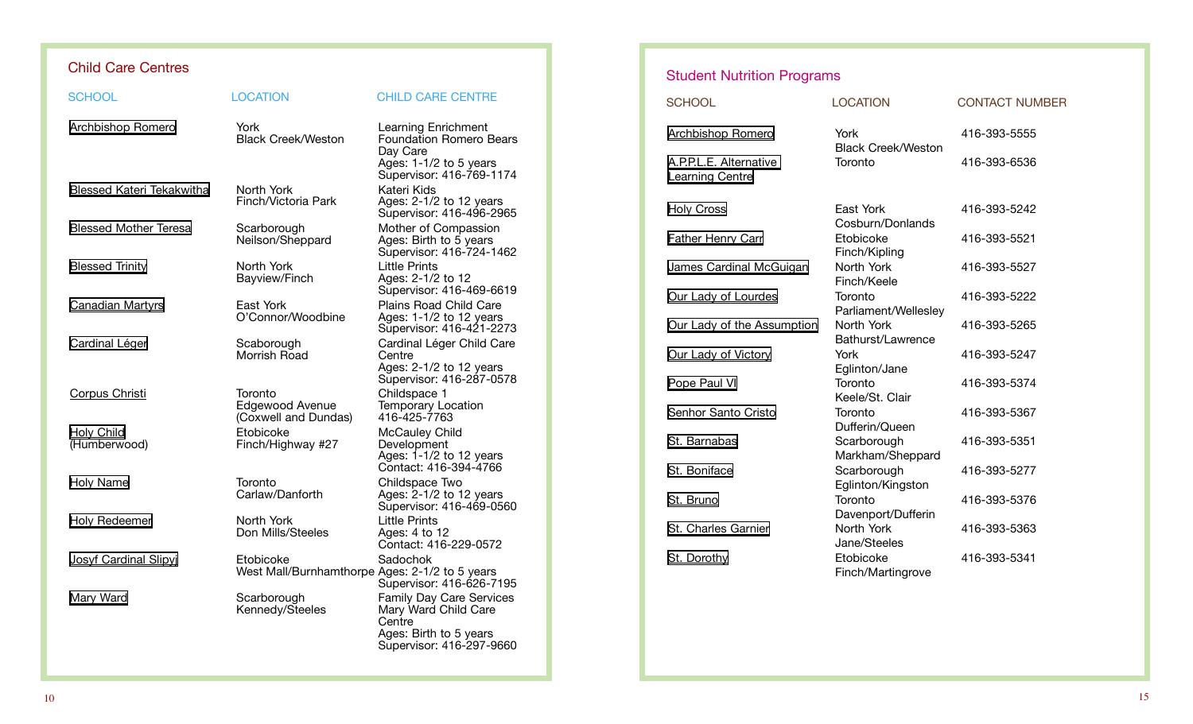## Child Care Centres

| SCHOOL | LOCATION | CHILD CARE CENTRE |
|---|---|---|
| Archbishop Romero | York<br>Black Creek/Weston | Learning Enrichment Foundation Romero Bears Day Care<br>Ages: 1-1/2 to 5 years<br>Supervisor: 416-769-1174 |
| Blessed Kateri Tekakwitha | North York<br>Finch/Victoria Park | Kateri Kids<br>Ages: 2-1/2 to 12 years<br>Supervisor: 416-496-2965 |
| Blessed Mother Teresa | Scarborough<br>Neilson/Sheppard | Mother of Compassion<br>Ages: Birth to 5 years<br>Supervisor: 416-724-1462 |
| Blessed Trinity | North York<br>Bayview/Finch | Little Prints<br>Ages: 2-1/2 to 12<br>Supervisor: 416-469-6619 |
| Canadian Martyrs | East York<br>O'Connor/Woodbine | Plains Road Child Care<br>Ages: 1-1/2 to 12 years<br>Supervisor: 416-421-2273 |
| Cardinal Léger | Scaborough<br>Morrish Road | Cardinal Léger Child Care Centre<br>Ages: 2-1/2 to 12 years<br>Supervisor: 416-287-0578 |
| Corpus Christi | Toronto<br>Edgewood Avenue<br>(Coxwell and Dundas) | Childspace 1<br>Temporary Location<br>416-425-7763 |
| Holy Child<br>(Humberwood) | Etobicoke<br>Finch/Highway #27 | McCauley Child Development<br>Ages: 1-1/2 to 12 years<br>Contact: 416-394-4766 |
| Holy Name | Toronto<br>Carlaw/Danforth | Childspace Two<br>Ages: 2-1/2 to 12 years<br>Supervisor: 416-469-0560 |
| Holy Redeemer | North York<br>Don Mills/Steeles | Little Prints<br>Ages: 4 to 12<br>Contact: 416-229-0572 |
| Josyf Cardinal Slipyj | Etobicoke<br>West Mall/Burnhamthorpe | Sadochok<br>Ages: 2-1/2 to 5 years<br>Supervisor: 416-626-7195 |
| Mary Ward | Scarborough<br>Kennedy/Steeles | Family Day Care Services Mary Ward Child Care Centre<br>Ages: Birth to 5 years<br>Supervisor: 416-297-9660 |

## Student Nutrition Programs

| SCHOOL | LOCATION | CONTACT NUMBER |
|---|---|---|
| Archbishop Romero | York<br>Black Creek/Weston | 416-393-5555 |
| A.P.P.L.E. Alternative Learning Centre | Toronto | 416-393-6536 |
| Holy Cross | East York<br>Cosburn/Donlands | 416-393-5242 |
| Father Henry Carr | Etobicoke<br>Finch/Kipling | 416-393-5521 |
| James Cardinal McGuigan | North York<br>Finch/Keele | 416-393-5527 |
| Our Lady of Lourdes | Toronto<br>Parliament/Wellesley | 416-393-5222 |
| Our Lady of the Assumption | North York<br>Bathurst/Lawrence | 416-393-5265 |
| Our Lady of Victory | York<br>Eglinton/Jane | 416-393-5247 |
| Pope Paul VI | Toronto<br>Keele/St. Clair | 416-393-5374 |
| Senhor Santo Cristo | Toronto<br>Dufferin/Queen | 416-393-5367 |
| St. Barnabas | Scarborough<br>Markham/Sheppard | 416-393-5351 |
| St. Boniface | Scarborough<br>Eglinton/Kingston | 416-393-5277 |
| St. Bruno | Toronto<br>Davenport/Dufferin | 416-393-5376 |
| St. Charles Garnier | North York<br>Jane/Steeles | 416-393-5363 |
| St. Dorothy | Etobicoke<br>Finch/Martingrove | 416-393-5341 |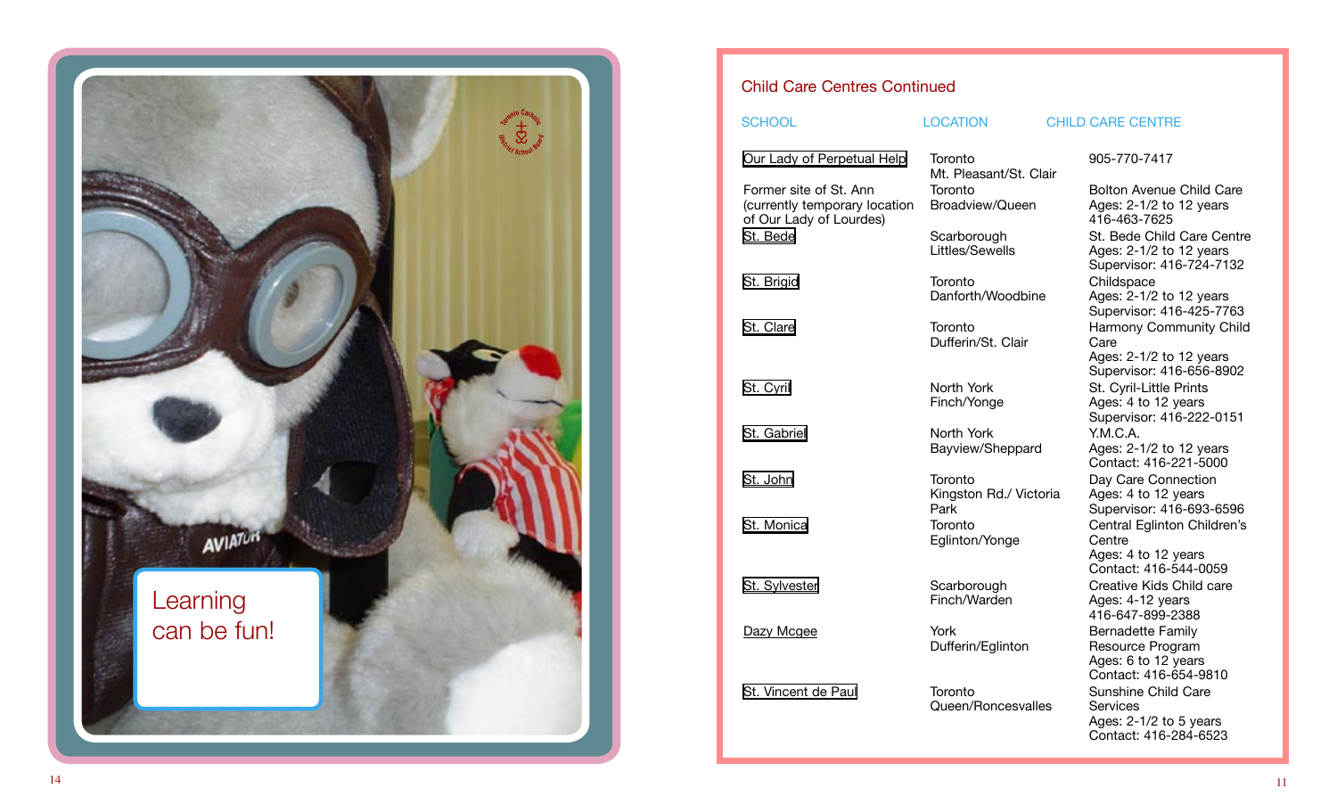Learning can be fun!

## Child Care Centres Continued

| SCHOOL | LOCATION | CHILD CARE CENTRE |
| --- | --- | --- |
| Our Lady of Perpetual Help | Toronto<br>Mt. Pleasant/St. Clair | 905-770-7417 |
| Former site of St. Ann (currently temporary location of Our Lady of Lourdes) | Toronto<br>Broadview/Queen | Bolton Avenue Child Care<br>Ages: 2-1/2 to 12 years<br>416-463-7625 |
| St. Bede | Scarborough<br>Littles/Sewells | St. Bede Child Care Centre<br>Ages: 2-1/2 to 12 years<br>Supervisor: 416-724-7132 |
| St. Brigid | Toronto<br>Danforth/Woodbine | Childspace<br>Ages: 2-1/2 to 12 years<br>Supervisor: 416-425-7763 |
| St. Clare | Toronto<br>Dufferin/St. Clair | Harmony Community Child Care<br>Ages: 2-1/2 to 12 years<br>Supervisor: 416-656-8902 |
| St. Cyril | North York<br>Finch/Yonge | St. Cyril-Little Prints<br>Ages: 4 to 12 years<br>Supervisor: 416-222-0151 |
| St. Gabriel | North York<br>Bayview/Sheppard | Y.M.C.A.<br>Ages: 2-1/2 to 12 years<br>Contact: 416-221-5000 |
| St. John | Toronto<br>Kingston Rd./ Victoria Park | Day Care Connection<br>Ages: 4 to 12 years<br>Supervisor: 416-693-6596 |
| St. Monica | Toronto<br>Eglinton/Yonge | Central Eglinton Children's Centre<br>Ages: 4 to 12 years<br>Contact: 416-544-0059 |
| St. Sylvester | Scarborough<br>Finch/Warden | Creative Kids Child care<br>Ages: 4-12 years<br>416-647-899-2388 |
| Dazy Mcgee | York<br>Dufferin/Eglinton | Bernadette Family Resource Program<br>Ages: 6 to 12 years<br>Contact: 416-654-9810 |
| St. Vincent de Paul | Toronto<br>Queen/Roncesvalles | Sunshine Child Care Services<br>Ages: 2-1/2 to 5 years<br>Contact: 416-284-6523 |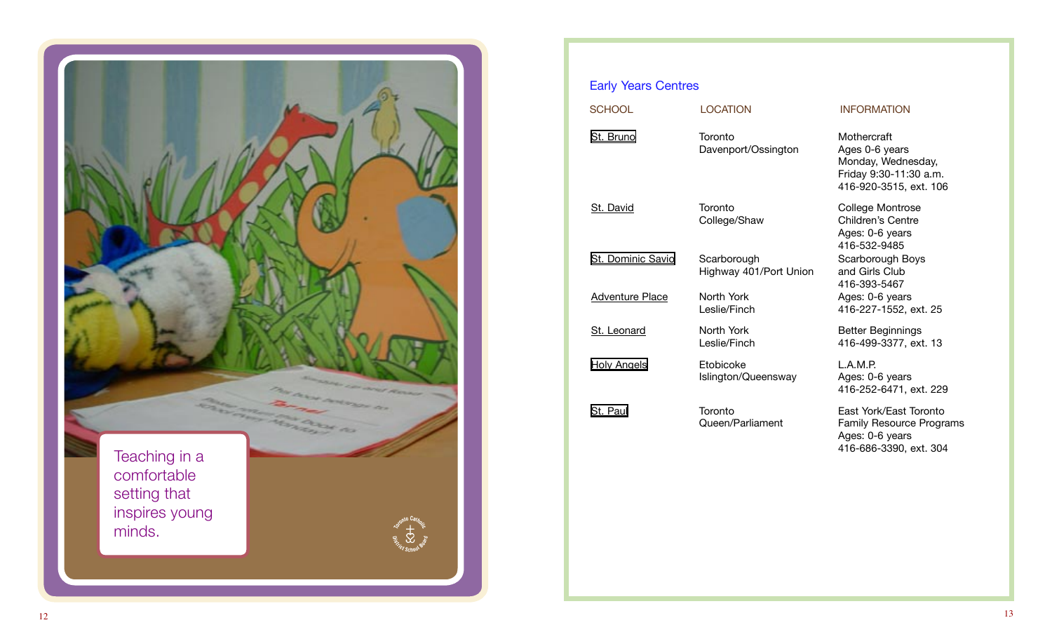Teaching in a comfortable setting that inspires young minds.

## Early Years Centres

| SCHOOL | LOCATION | INFORMATION |
|---|---|---|
| St. Bruno | Toronto Davenport/Ossington | Mothercraft Ages 0-6 years Monday, Wednesday, Friday 9:30-11:30 a.m. 416-920-3515, ext. 106 |
| St. David | Toronto College/Shaw | College Montrose Children's Centre Ages: 0-6 years 416-532-9485 |
| St. Dominic Savio | Scarborough Highway 401/Port Union | Scarborough Boys and Girls Club 416-393-5467 |
| Adventure Place | North York Leslie/Finch | Ages: 0-6 years 416-227-1552, ext. 25 |
| St. Leonard | North York Leslie/Finch | Better Beginnings 416-499-3377, ext. 13 |
| Holy Angels | Etobicoke Islington/Queensway | L.A.M.P. Ages: 0-6 years 416-252-6471, ext. 229 |
| St. Paul | Toronto Queen/Parliament | East York/East Toronto Family Resource Programs Ages: 0-6 years 416-686-3390, ext. 304 |